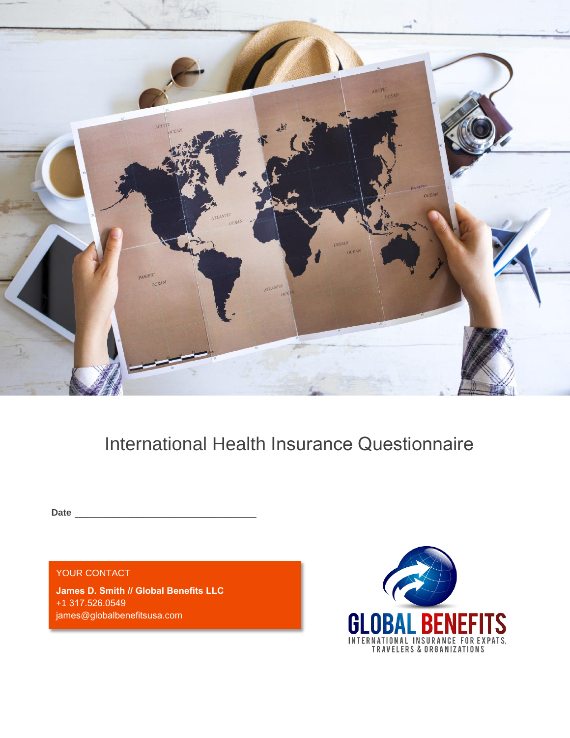# International Health Insurance Questionnaire

**Date** ___________________________________

YOUR CONTACT

**James D. Smith // Global Benefits LLC**
+1 317.526.0549
james@globalbenefitsusa.com

GLOBAL BENEFITS
INTERNATIONAL INSURANCE FOR EXPATS, TRAVELERS & ORGANIZATIONS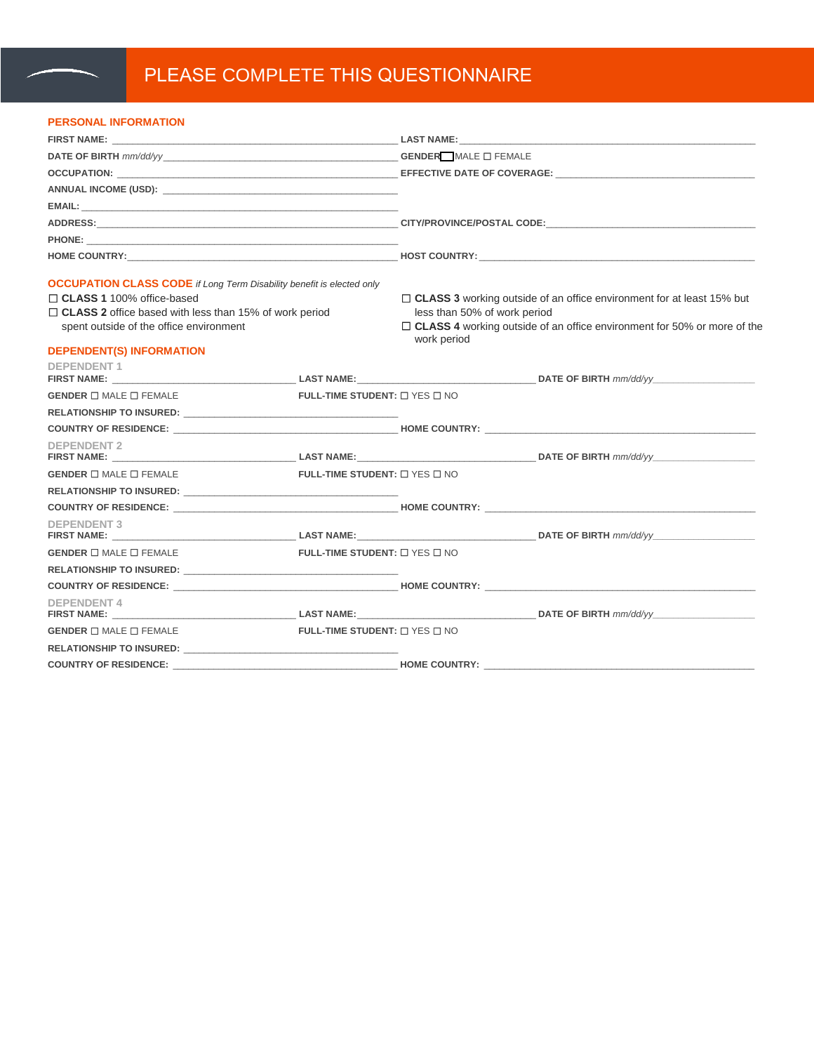# PLEASE COMPLETE THIS QUESTIONNAIRE

## PERSONAL INFORMATION

**FIRST NAME:** ______________________ **LAST NAME:** ______________________

**DATE OF BIRTH** *mm/dd/yy* ______________________ **GENDER** ☐ MALE ☐ FEMALE

**OCCUPATION:** ______________________ **EFFECTIVE DATE OF COVERAGE:** ______________________

**ANNUAL INCOME (USD):** ______________________

**EMAIL:** ______________________

**ADDRESS:** ______________________ **CITY/PROVINCE/POSTAL CODE:** ______________________

**PHONE:** ______________________

**HOME COUNTRY:** ______________________ **HOST COUNTRY:** ______________________

## OCCUPATION CLASS CODE *if Long Term Disability benefit is elected only*

☐ **CLASS 1** 100% office-based

☐ **CLASS 2** office based with less than 15% of work period spent outside of the office environment

☐ **CLASS 3** working outside of an office environment for at least 15% but less than 50% of work period

☐ **CLASS 4** working outside of an office environment for 50% or more of the work period

## DEPENDENT(S) INFORMATION

### DEPENDENT 1

**FIRST NAME:** ______________ **LAST NAME:** ______________ **DATE OF BIRTH** *mm/dd/yy* ______________

**GENDER** ☐ MALE ☐ FEMALE **FULL-TIME STUDENT:** ☐ YES ☐ NO

**RELATIONSHIP TO INSURED:** ______________________

**COUNTRY OF RESIDENCE:** ______________________ **HOME COUNTRY:** ______________________

### DEPENDENT 2

**FIRST NAME:** ______________ **LAST NAME:** ______________ **DATE OF BIRTH** *mm/dd/yy* ______________

**GENDER** ☐ MALE ☐ FEMALE **FULL-TIME STUDENT:** ☐ YES ☐ NO

**RELATIONSHIP TO INSURED:** ______________________

**COUNTRY OF RESIDENCE:** ______________________ **HOME COUNTRY:** ______________________

### DEPENDENT 3

**FIRST NAME:** ______________ **LAST NAME:** ______________ **DATE OF BIRTH** *mm/dd/yy* ______________

**GENDER** ☐ MALE ☐ FEMALE **FULL-TIME STUDENT:** ☐ YES ☐ NO

**RELATIONSHIP TO INSURED:** ______________________

**COUNTRY OF RESIDENCE:** ______________________ **HOME COUNTRY:** ______________________

### DEPENDENT 4

**FIRST NAME:** ______________ **LAST NAME:** ______________ **DATE OF BIRTH** *mm/dd/yy* ______________

**GENDER** ☐ MALE ☐ FEMALE **FULL-TIME STUDENT:** ☐ YES ☐ NO

**RELATIONSHIP TO INSURED:** ______________________

**COUNTRY OF RESIDENCE:** ______________________ **HOME COUNTRY:** ______________________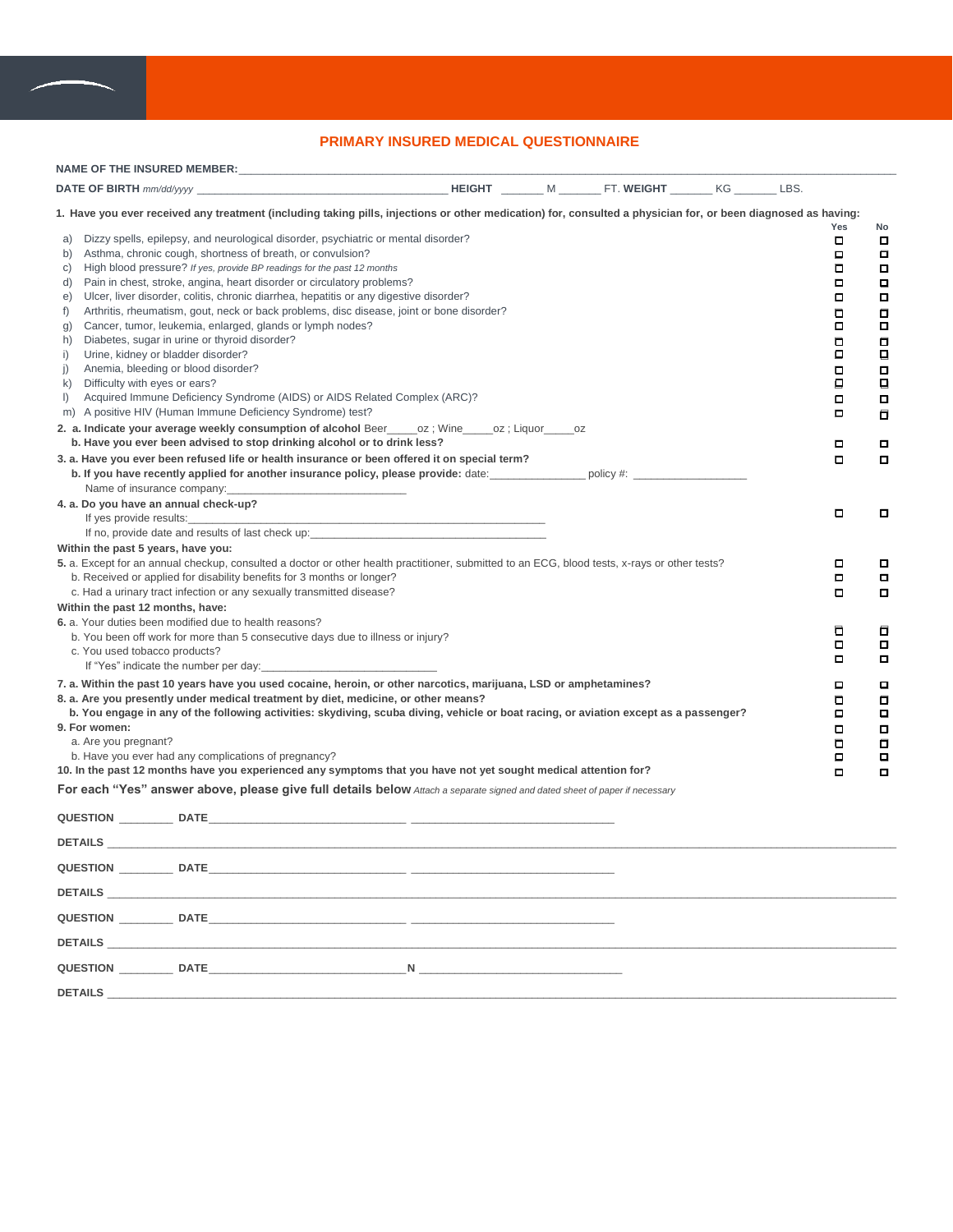## PRIMARY INSURED MEDICAL QUESTIONNAIRE

**NAME OF THE INSURED MEMBER:**______________________________________________________________________________________

**DATE OF BIRTH** *mm/dd/yyyy* ________________________________________ **HEIGHT** _______ M _______ FT. **WEIGHT** _______ KG _______ LBS.

**1. Have you ever received any treatment (including taking pills, injections or other medication) for, consulted a physician for, or been diagnosed as having:**

| | | Yes | No |
|---|---|---|---|
| a) | Dizzy spells, epilepsy, and neurological disorder, psychiatric or mental disorder? | ☐ | ☐ |
| b) | Asthma, chronic cough, shortness of breath, or convulsion? | ☐ | ☐ |
| c) | High blood pressure? *If yes, provide BP readings for the past 12 months* | ☐ | ☐ |
| d) | Pain in chest, stroke, angina, heart disorder or circulatory problems? | ☐ | ☐ |
| e) | Ulcer, liver disorder, colitis, chronic diarrhea, hepatitis or any digestive disorder? | ☐ | ☐ |
| f) | Arthritis, rheumatism, gout, neck or back problems, disc disease, joint or bone disorder? | ☐ | ☐ |
| g) | Cancer, tumor, leukemia, enlarged, glands or lymph nodes? | ☐ | ☐ |
| h) | Diabetes, sugar in urine or thyroid disorder? | ☐ | ☐ |
| i) | Urine, kidney or bladder disorder? | ☐ | ☐ |
| j) | Anemia, bleeding or blood disorder? | ☐ | ☐ |
| k) | Difficulty with eyes or ears? | ☐ | ☐ |
| l) | Acquired Immune Deficiency Syndrome (AIDS) or AIDS Related Complex (ARC)? | ☐ | ☐ |
| m) | A positive HIV (Human Immune Deficiency Syndrome) test? | ☐ | ☐ |

**2. a. Indicate your average weekly consumption of alcohol** Beer_____oz ; Wine_____oz ; Liquor_____oz

**b. Have you ever been advised to stop drinking alcohol or to drink less?** ☐ ☐

**3. a. Have you ever been refused life or health insurance or been offered it on special term?** ☐ ☐

**b. If you have recently applied for another insurance policy, please provide:** date:_______________ policy #: __________________

Name of insurance company:_____________________________

**4. a. Do you have an annual check-up?** ☐ ☐

If yes provide results:___________________________________________________________

If no, provide date and results of last check up:_________________________________________

**Within the past 5 years, have you:**

**5.** a. Except for an annual checkup, consulted a doctor or other health practitioner, submitted to an ECG, blood tests, x-rays or other tests? ☐ ☐

b. Received or applied for disability benefits for 3 months or longer? ☐ ☐

c. Had a urinary tract infection or any sexually transmitted disease? ☐ ☐

**Within the past 12 months, have:**

**6.** a. Your duties been modified due to health reasons? ☐ ☐

b. You been off work for more than 5 consecutive days due to illness or injury? ☐ ☐

c. You used tobacco products? ☐ ☐

If "Yes" indicate the number per day:____________________________

**7. a. Within the past 10 years have you used cocaine, heroin, or other narcotics, marijuana, LSD or amphetamines?** ☐ ☐

**8. a. Are you presently under medical treatment by diet, medicine, or other means?** ☐ ☐

**b. You engage in any of the following activities: skydiving, scuba diving, vehicle or boat racing, or aviation except as a passenger?** ☐ ☐

**9. For women:**

a. Are you pregnant? ☐ ☐

b. Have you ever had any complications of pregnancy? ☐ ☐

**10. In the past 12 months have you experienced any symptoms that you have not yet sought medical attention for?** ☐ ☐

**For each "Yes" answer above, please give full details below** *Attach a separate signed and dated sheet of paper if necessary*

**QUESTION** ________ **DATE**_______________________________ _________________________________

**DETAILS** ______________________________________________________________________________________________

**QUESTION** ________ **DATE**_______________________________ _________________________________

**DETAILS** ______________________________________________________________________________________________

**QUESTION** ________ **DATE**_______________________________ _________________________________

**DETAILS** ______________________________________________________________________________________________

**QUESTION** ________ **DATE**_______________________________**N** _________________________________

**DETAILS** ______________________________________________________________________________________________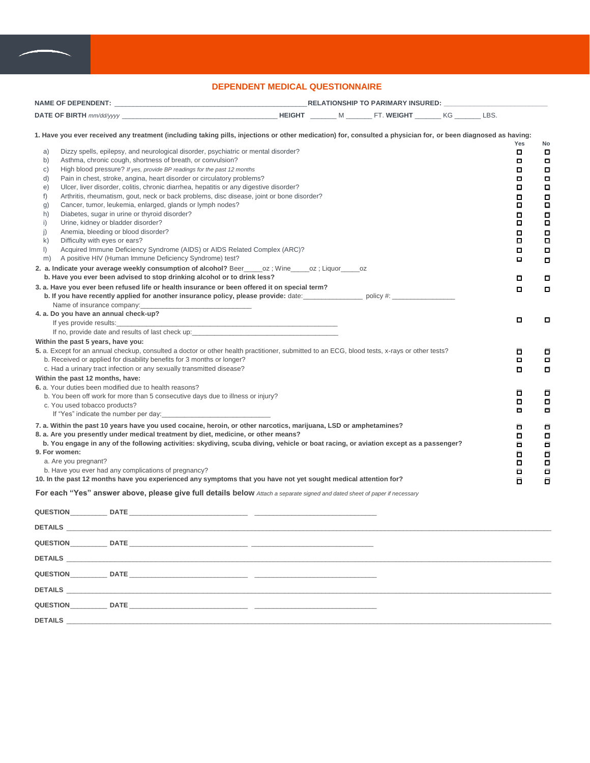# DEPENDENT MEDICAL QUESTIONNAIRE

**NAME OF DEPENDENT:** ____________________________________________________ **RELATIONSHIP TO PARIMARY INSURED:** ___________________________

**DATE OF BIRTH** *mm/dd/yyyy* __________________________________________ **HEIGHT** _______ M _______ FT. **WEIGHT** _______ KG _______ LBS.

**1. Have you ever received any treatment (including taking pills, injections or other medication) for, consulted a physician for, or been diagnosed as having:**

| | | Yes | No |
|---|---|---|---|
| a) | Dizzy spells, epilepsy, and neurological disorder, psychiatric or mental disorder? | ☐ | ☐ |
| b) | Asthma, chronic cough, shortness of breath, or convulsion? | ☐ | ☐ |
| c) | High blood pressure? *If yes, provide BP readings for the past 12 months* | ☐ | ☐ |
| d) | Pain in chest, stroke, angina, heart disorder or circulatory problems? | ☐ | ☐ |
| e) | Ulcer, liver disorder, colitis, chronic diarrhea, hepatitis or any digestive disorder? | ☐ | ☐ |
| f) | Arthritis, rheumatism, gout, neck or back problems, disc disease, joint or bone disorder? | ☐ | ☐ |
| g) | Cancer, tumor, leukemia, enlarged, glands or lymph nodes? | ☐ | ☐ |
| h) | Diabetes, sugar in urine or thyroid disorder? | ☐ | ☐ |
| i) | Urine, kidney or bladder disorder? | ☐ | ☐ |
| j) | Anemia, bleeding or blood disorder? | ☐ | ☐ |
| k) | Difficulty with eyes or ears? | ☐ | ☐ |
| l) | Acquired Immune Deficiency Syndrome (AIDS) or AIDS Related Complex (ARC)? | ☐ | ☐ |
| m) | A positive HIV (Human Immune Deficiency Syndrome) test? | ☐ | ☐ |

**2. a. Indicate your average weekly consumption of alcohol?** Beer_____oz ; Wine_____oz ; Liquor_____oz

**b. Have you ever been advised to stop drinking alcohol or to drink less?** ☐ Yes ☐ No

**3. a. Have you ever been refused life or health insurance or been offered it on special term?** ☐ Yes ☐ No

**b. If you have recently applied for another insurance policy, please provide:** date:_______________ policy #: ________________

Name of insurance company:_____________________________

**4. a. Do you have an annual check-up?** ☐ Yes ☐ No

If yes provide results:_____________________________________________________________

If no, provide date and results of last check up:_______________________________________

**Within the past 5 years, have you:**

5. a. Except for an annual checkup, consulted a doctor or other health practitioner, submitted to an ECG, blood tests, x-rays or other tests? ☐ Yes ☐ No

b. Received or applied for disability benefits for 3 months or longer? ☐ Yes ☐ No

c. Had a urinary tract infection or any sexually transmitted disease? ☐ Yes ☐ No

**Within the past 12 months, have:**

6. a. Your duties been modified due to health reasons? ☐ Yes ☐ No

b. You been off work for more than 5 consecutive days due to illness or injury? ☐ Yes ☐ No

c. You used tobacco products? ☐ Yes ☐ No

If "Yes" indicate the number per day:____________________________

**7. a. Within the past 10 years have you used cocaine, heroin, or other narcotics, marijuana, LSD or amphetamines?** ☐ Yes ☐ No

**8. a. Are you presently under medical treatment by diet, medicine, or other means?** ☐ Yes ☐ No

**b. You engage in any of the following activities: skydiving, scuba diving, vehicle or boat racing, or aviation except as a passenger?** ☐ Yes ☐ No

**9. For women:**

a. Are you pregnant? ☐ Yes ☐ No

b. Have you ever had any complications of pregnancy? ☐ Yes ☐ No

**10. In the past 12 months have you experienced any symptoms that you have not yet sought medical attention for?** ☐ Yes ☐ No

**For each "Yes" answer above, please give full details below** *Attach a separate signed and dated sheet of paper if necessary*

**QUESTION**_________ **DATE** ______________________________ _______________________________

**DETAILS** ___________________________________________________________________________________________

**QUESTION**_________ **DATE** ______________________________ _______________________________

**DETAILS** ___________________________________________________________________________________________

**QUESTION**_________ **DATE** ______________________________ _______________________________

**DETAILS** ___________________________________________________________________________________________

**QUESTION**_________ **DATE** ______________________________ _______________________________

**DETAILS** ___________________________________________________________________________________________